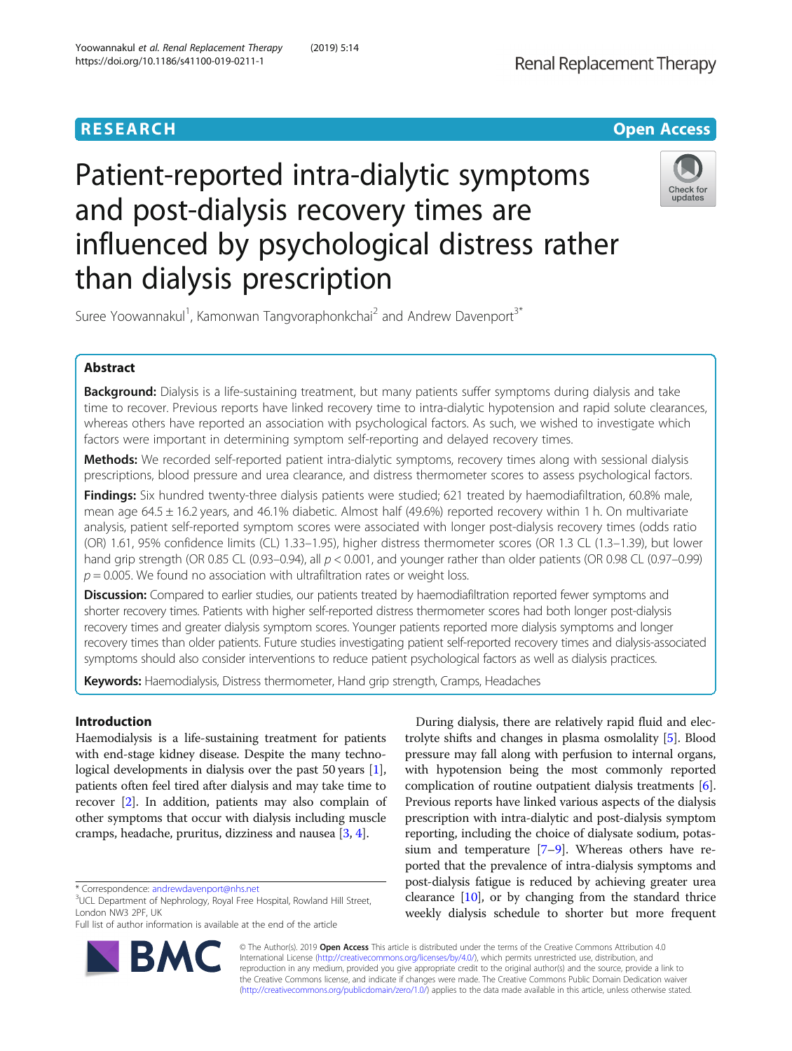RESEARCH

Open Access

# Patient-reported intra-dialytic symptoms and post-dialysis recovery times are influenced by psychological distress rather than dialysis prescription

Suree Yoowannakul[1], Kamonwan Tangvoraphonkchai[2] and Andrew Davenport[3*]

## Abstract

**Background:** Dialysis is a life-sustaining treatment, but many patients suffer symptoms during dialysis and take time to recover. Previous reports have linked recovery time to intra-dialytic hypotension and rapid solute clearances, whereas others have reported an association with psychological factors. As such, we wished to investigate which factors were important in determining symptom self-reporting and delayed recovery times.

**Methods:** We recorded self-reported patient intra-dialytic symptoms, recovery times along with sessional dialysis prescriptions, blood pressure and urea clearance, and distress thermometer scores to assess psychological factors.

**Findings:** Six hundred twenty-three dialysis patients were studied; 621 treated by haemodiafiltration, 60.8% male, mean age 64.5 ± 16.2 years, and 46.1% diabetic. Almost half (49.6%) reported recovery within 1 h. On multivariate analysis, patient self-reported symptom scores were associated with longer post-dialysis recovery times (odds ratio (OR) 1.61, 95% confidence limits (CL) 1.33–1.95), higher distress thermometer scores (OR 1.3 CL (1.3–1.39), but lower hand grip strength (OR 0.85 CL (0.93–0.94), all $p < 0.001$, and younger rather than older patients (OR 0.98 CL (0.97–0.99) $p = 0.005$. We found no association with ultrafiltration rates or weight loss.

**Discussion:** Compared to earlier studies, our patients treated by haemodiafiltration reported fewer symptoms and shorter recovery times. Patients with higher self-reported distress thermometer scores had both longer post-dialysis recovery times and greater dialysis symptom scores. Younger patients reported more dialysis symptoms and longer recovery times than older patients. Future studies investigating patient self-reported recovery times and dialysis-associated symptoms should also consider interventions to reduce patient psychological factors as well as dialysis practices.

**Keywords:** Haemodialysis, Distress thermometer, Hand grip strength, Cramps, Headaches

## Introduction

Haemodialysis is a life-sustaining treatment for patients with end-stage kidney disease. Despite the many technological developments in dialysis over the past 50 years [1], patients often feel tired after dialysis and may take time to recover [2]. In addition, patients may also complain of other symptoms that occur with dialysis including muscle cramps, headache, pruritus, dizziness and nausea [3, 4].

During dialysis, there are relatively rapid fluid and electrolyte shifts and changes in plasma osmolality [5]. Blood pressure may fall along with perfusion to internal organs, with hypotension being the most commonly reported complication of routine outpatient dialysis treatments [6]. Previous reports have linked various aspects of the dialysis prescription with intra-dialytic and post-dialysis symptom reporting, including the choice of dialysate sodium, potassium and temperature [7–9]. Whereas others have reported that the prevalence of intra-dialysis symptoms and post-dialysis fatigue is reduced by achieving greater urea clearance [10], or by changing from the standard thrice weekly dialysis schedule to shorter but more frequent

* Correspondence: andrewdavenport@nhs.net
[3]UCL Department of Nephrology, Royal Free Hospital, Rowland Hill Street, London NW3 2PF, UK
Full list of author information is available at the end of the article

© The Author(s). 2019 **Open Access** This article is distributed under the terms of the Creative Commons Attribution 4.0 International License (http://creativecommons.org/licenses/by/4.0/), which permits unrestricted use, distribution, and reproduction in any medium, provided you give appropriate credit to the original author(s) and the source, provide a link to the Creative Commons license, and indicate if changes were made. The Creative Commons Public Domain Dedication waiver (http://creativecommons.org/publicdomain/zero/1.0/) applies to the data made available in this article, unless otherwise stated.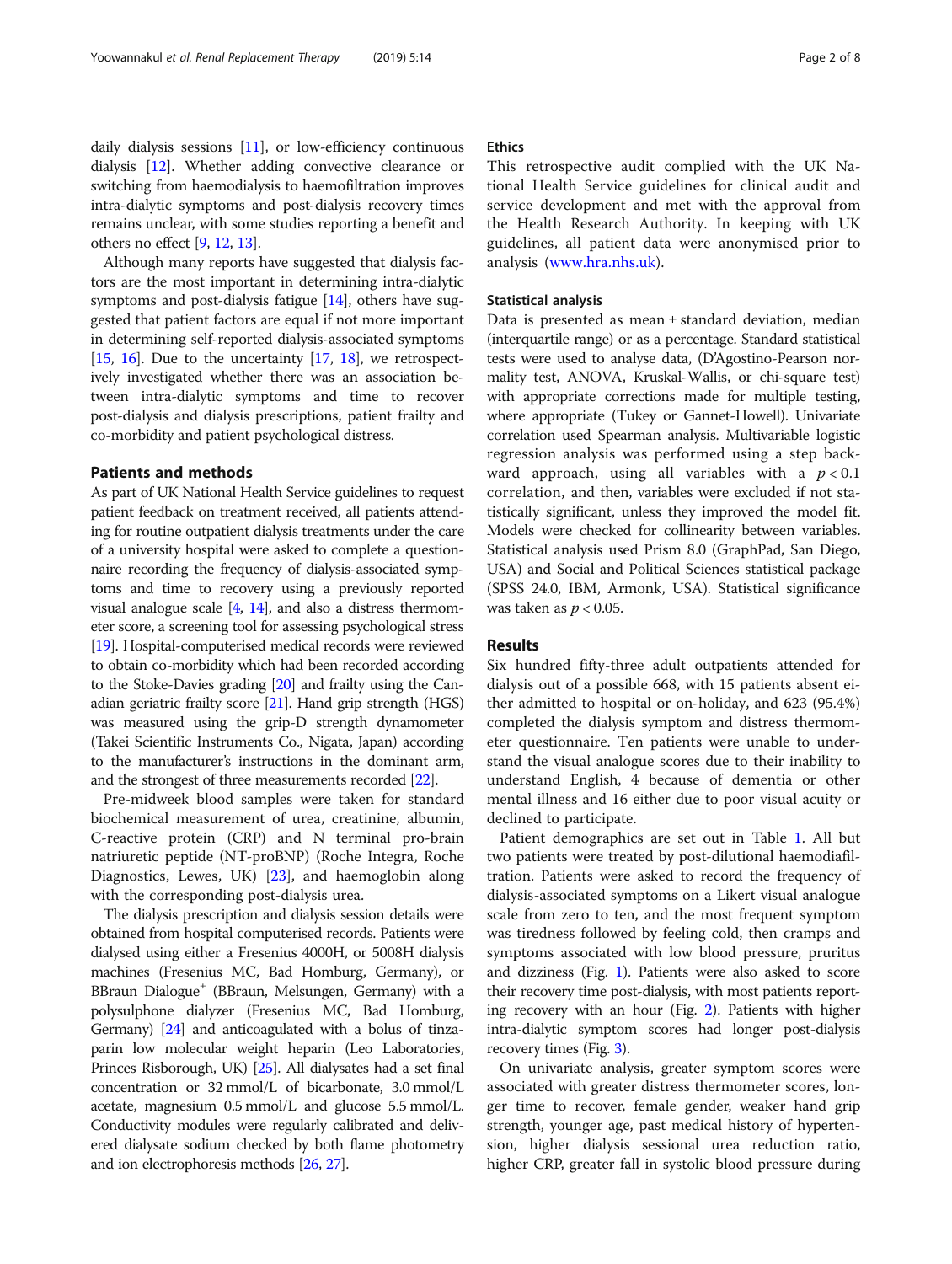daily dialysis sessions [11], or low-efficiency continuous dialysis [12]. Whether adding convective clearance or switching from haemodialysis to haemofiltration improves intra-dialytic symptoms and post-dialysis recovery times remains unclear, with some studies reporting a benefit and others no effect [9, 12, 13].

Although many reports have suggested that dialysis factors are the most important in determining intra-dialytic symptoms and post-dialysis fatigue [14], others have suggested that patient factors are equal if not more important in determining self-reported dialysis-associated symptoms [15, 16]. Due to the uncertainty [17, 18], we retrospectively investigated whether there was an association between intra-dialytic symptoms and time to recover post-dialysis and dialysis prescriptions, patient frailty and co-morbidity and patient psychological distress.

## Patients and methods

As part of UK National Health Service guidelines to request patient feedback on treatment received, all patients attending for routine outpatient dialysis treatments under the care of a university hospital were asked to complete a questionnaire recording the frequency of dialysis-associated symptoms and time to recovery using a previously reported visual analogue scale [4, 14], and also a distress thermometer score, a screening tool for assessing psychological stress [19]. Hospital-computerised medical records were reviewed to obtain co-morbidity which had been recorded according to the Stoke-Davies grading [20] and frailty using the Canadian geriatric frailty score [21]. Hand grip strength (HGS) was measured using the grip-D strength dynamometer (Takei Scientific Instruments Co., Nigata, Japan) according to the manufacturer's instructions in the dominant arm, and the strongest of three measurements recorded [22].

Pre-midweek blood samples were taken for standard biochemical measurement of urea, creatinine, albumin, C-reactive protein (CRP) and N terminal pro-brain natriuretic peptide (NT-proBNP) (Roche Integra, Roche Diagnostics, Lewes, UK) [23], and haemoglobin along with the corresponding post-dialysis urea.

The dialysis prescription and dialysis session details were obtained from hospital computerised records. Patients were dialysed using either a Fresenius 4000H, or 5008H dialysis machines (Fresenius MC, Bad Homburg, Germany), or BBraun Dialogue[+] (BBraun, Melsungen, Germany) with a polysulphone dialyzer (Fresenius MC, Bad Homburg, Germany) [24] and anticoagulated with a bolus of tinzaparin low molecular weight heparin (Leo Laboratories, Princes Risborough, UK) [25]. All dialysates had a set final concentration or 32 mmol/L of bicarbonate, 3.0 mmol/L acetate, magnesium 0.5 mmol/L and glucose 5.5 mmol/L. Conductivity modules were regularly calibrated and delivered dialysate sodium checked by both flame photometry and ion electrophoresis methods [26, 27].

### Ethics

This retrospective audit complied with the UK National Health Service guidelines for clinical audit and service development and met with the approval from the Health Research Authority. In keeping with UK guidelines, all patient data were anonymised prior to analysis (www.hra.nhs.uk).

### Statistical analysis

Data is presented as mean ± standard deviation, median (interquartile range) or as a percentage. Standard statistical tests were used to analyse data, (D'Agostino-Pearson normality test, ANOVA, Kruskal-Wallis, or chi-square test) with appropriate corrections made for multiple testing, where appropriate (Tukey or Gannet-Howell). Univariate correlation used Spearman analysis. Multivariable logistic regression analysis was performed using a step backward approach, using all variables with a $p < 0.1$ correlation, and then, variables were excluded if not statistically significant, unless they improved the model fit. Models were checked for collinearity between variables. Statistical analysis used Prism 8.0 (GraphPad, San Diego, USA) and Social and Political Sciences statistical package (SPSS 24.0, IBM, Armonk, USA). Statistical significance was taken as $p < 0.05$.

## Results

Six hundred fifty-three adult outpatients attended for dialysis out of a possible 668, with 15 patients absent either admitted to hospital or on-holiday, and 623 (95.4%) completed the dialysis symptom and distress thermometer questionnaire. Ten patients were unable to understand the visual analogue scores due to their inability to understand English, 4 because of dementia or other mental illness and 16 either due to poor visual acuity or declined to participate.

Patient demographics are set out in Table 1. All but two patients were treated by post-dilutional haemodiafiltration. Patients were asked to record the frequency of dialysis-associated symptoms on a Likert visual analogue scale from zero to ten, and the most frequent symptom was tiredness followed by feeling cold, then cramps and symptoms associated with low blood pressure, pruritus and dizziness (Fig. 1). Patients were also asked to score their recovery time post-dialysis, with most patients reporting recovery with an hour (Fig. 2). Patients with higher intra-dialytic symptom scores had longer post-dialysis recovery times (Fig. 3).

On univariate analysis, greater symptom scores were associated with greater distress thermometer scores, longer time to recover, female gender, weaker hand grip strength, younger age, past medical history of hypertension, higher dialysis sessional urea reduction ratio, higher CRP, greater fall in systolic blood pressure during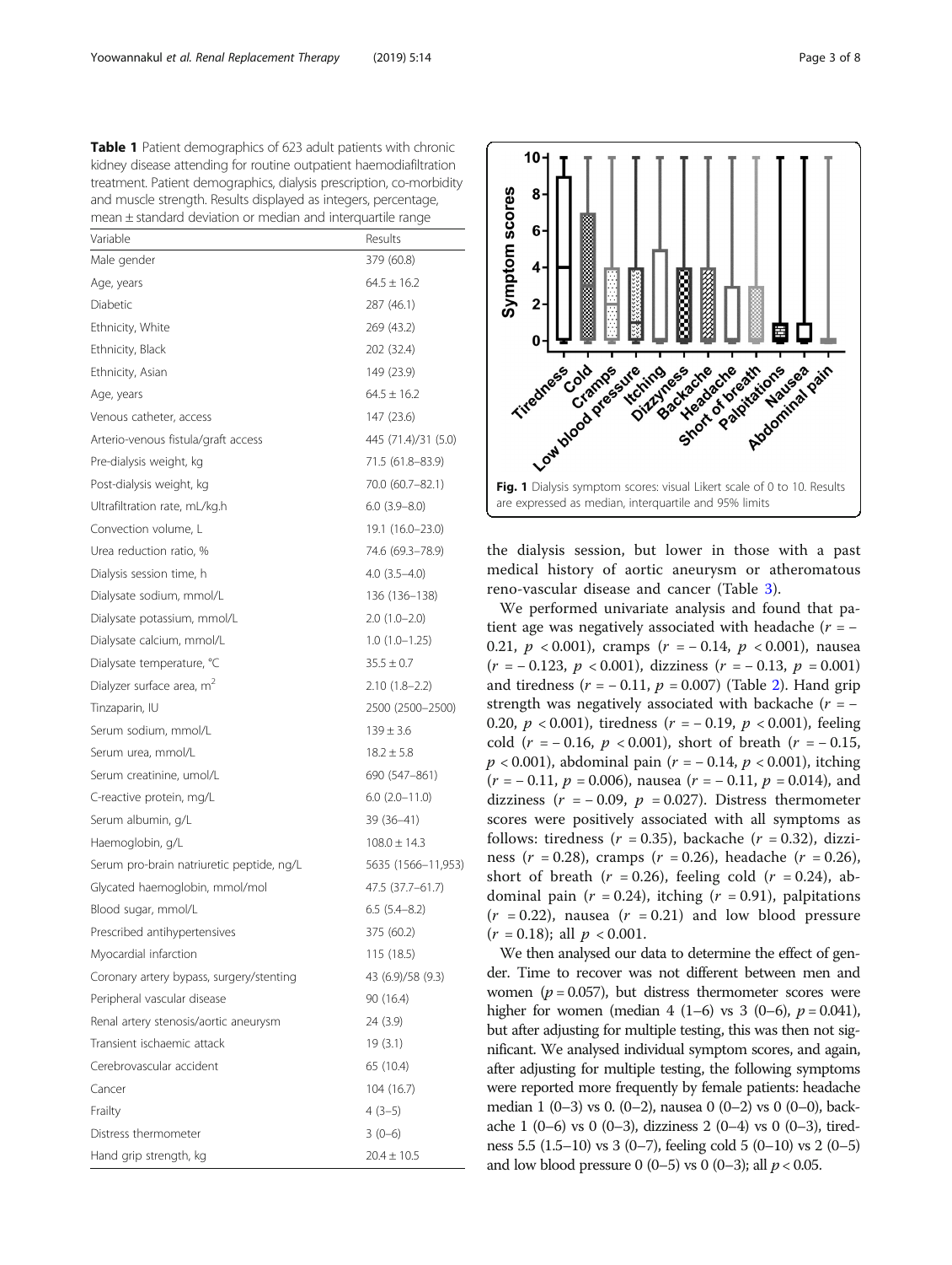**Table 1** Patient demographics of 623 adult patients with chronic kidney disease attending for routine outpatient haemodiafiltration treatment. Patient demographics, dialysis prescription, co-morbidity and muscle strength. Results displayed as integers, percentage, mean ± standard deviation or median and interquartile range

| Variable | Results |
|---|---|
| Male gender | 379 (60.8) |
| Age, years | 64.5 ± 16.2 |
| Diabetic | 287 (46.1) |
| Ethnicity, White | 269 (43.2) |
| Ethnicity, Black | 202 (32.4) |
| Ethnicity, Asian | 149 (23.9) |
| Age, years | 64.5 ± 16.2 |
| Venous catheter, access | 147 (23.6) |
| Arterio-venous fistula/graft access | 445 (71.4)/31 (5.0) |
| Pre-dialysis weight, kg | 71.5 (61.8–83.9) |
| Post-dialysis weight, kg | 70.0 (60.7–82.1) |
| Ultrafiltration rate, mL/kg.h | 6.0 (3.9–8.0) |
| Convection volume, L | 19.1 (16.0–23.0) |
| Urea reduction ratio, % | 74.6 (69.3–78.9) |
| Dialysis session time, h | 4.0 (3.5–4.0) |
| Dialysate sodium, mmol/L | 136 (136–138) |
| Dialysate potassium, mmol/L | 2.0 (1.0–2.0) |
| Dialysate calcium, mmol/L | 1.0 (1.0–1.25) |
| Dialysate temperature, °C | 35.5 ± 0.7 |
| Dialyzer surface area, m$^2$ | 2.10 (1.8–2.2) |
| Tinzaparin, IU | 2500 (2500–2500) |
| Serum sodium, mmol/L | 139 ± 3.6 |
| Serum urea, mmol/L | 18.2 ± 5.8 |
| Serum creatinine, umol/L | 690 (547–861) |
| C-reactive protein, mg/L | 6.0 (2.0–11.0) |
| Serum albumin, g/L | 39 (36–41) |
| Haemoglobin, g/L | 108.0 ± 14.3 |
| Serum pro-brain natriuretic peptide, ng/L | 5635 (1566–11,953) |
| Glycated haemoglobin, mmol/mol | 47.5 (37.7–61.7) |
| Blood sugar, mmol/L | 6.5 (5.4–8.2) |
| Prescribed antihypertensives | 375 (60.2) |
| Myocardial infarction | 115 (18.5) |
| Coronary artery bypass, surgery/stenting | 43 (6.9)/58 (9.3) |
| Peripheral vascular disease | 90 (16.4) |
| Renal artery stenosis/aortic aneurysm | 24 (3.9) |
| Transient ischaemic attack | 19 (3.1) |
| Cerebrovascular accident | 65 (10.4) |
| Cancer | 104 (16.7) |
| Frailty | 4 (3–5) |
| Distress thermometer | 3 (0–6) |
| Hand grip strength, kg | 20.4 ± 10.5 |

**Fig. 1** Dialysis symptom scores: visual Likert scale of 0 to 10. Results are expressed as median, interquartile and 95% limits

the dialysis session, but lower in those with a past medical history of aortic aneurysm or atheromatous reno-vascular disease and cancer (Table 3).

We performed univariate analysis and found that patient age was negatively associated with headache ($r = -0.21$, $p < 0.001$), cramps ($r = -0.14$, $p < 0.001$), nausea ($r = -0.123$, $p < 0.001$), dizziness ($r = -0.13$, $p = 0.001$) and tiredness ($r = -0.11$, $p = 0.007$) (Table 2). Hand grip strength was negatively associated with backache ($r = -0.20$, $p < 0.001$), tiredness ($r = -0.19$, $p < 0.001$), feeling cold ($r = -0.16$, $p < 0.001$), short of breath ($r = -0.15$, $p < 0.001$), abdominal pain ($r = -0.14$, $p < 0.001$), itching ($r = -0.11$, $p = 0.006$), nausea ($r = -0.11$, $p = 0.014$), and dizziness ($r = -0.09$, $p = 0.027$). Distress thermometer scores were positively associated with all symptoms as follows: tiredness ($r = 0.35$), backache ($r = 0.32$), dizziness ($r = 0.28$), cramps ($r = 0.26$), headache ($r = 0.26$), short of breath ($r = 0.26$), feeling cold ($r = 0.24$), abdominal pain ($r = 0.24$), itching ($r = 0.91$), palpitations ($r = 0.22$), nausea ($r = 0.21$) and low blood pressure ($r = 0.18$); all $p < 0.001$.

We then analysed our data to determine the effect of gender. Time to recover was not different between men and women ($p = 0.057$), but distress thermometer scores were higher for women (median 4 (1–6) vs 3 (0–6), $p = 0.041$), but after adjusting for multiple testing, this was then not significant. We analysed individual symptom scores, and again, after adjusting for multiple testing, the following symptoms were reported more frequently by female patients: headache median 1 (0–3) vs 0. (0–2), nausea 0 (0–2) vs 0 (0–0), backache 1 (0–6) vs 0 (0–3), dizziness 2 (0–4) vs 0 (0–3), tiredness 5.5 (1.5–10) vs 3 (0–7), feeling cold 5 (0–10) vs 2 (0–5) and low blood pressure 0 (0–5) vs 0 (0–3); all $p < 0.05$.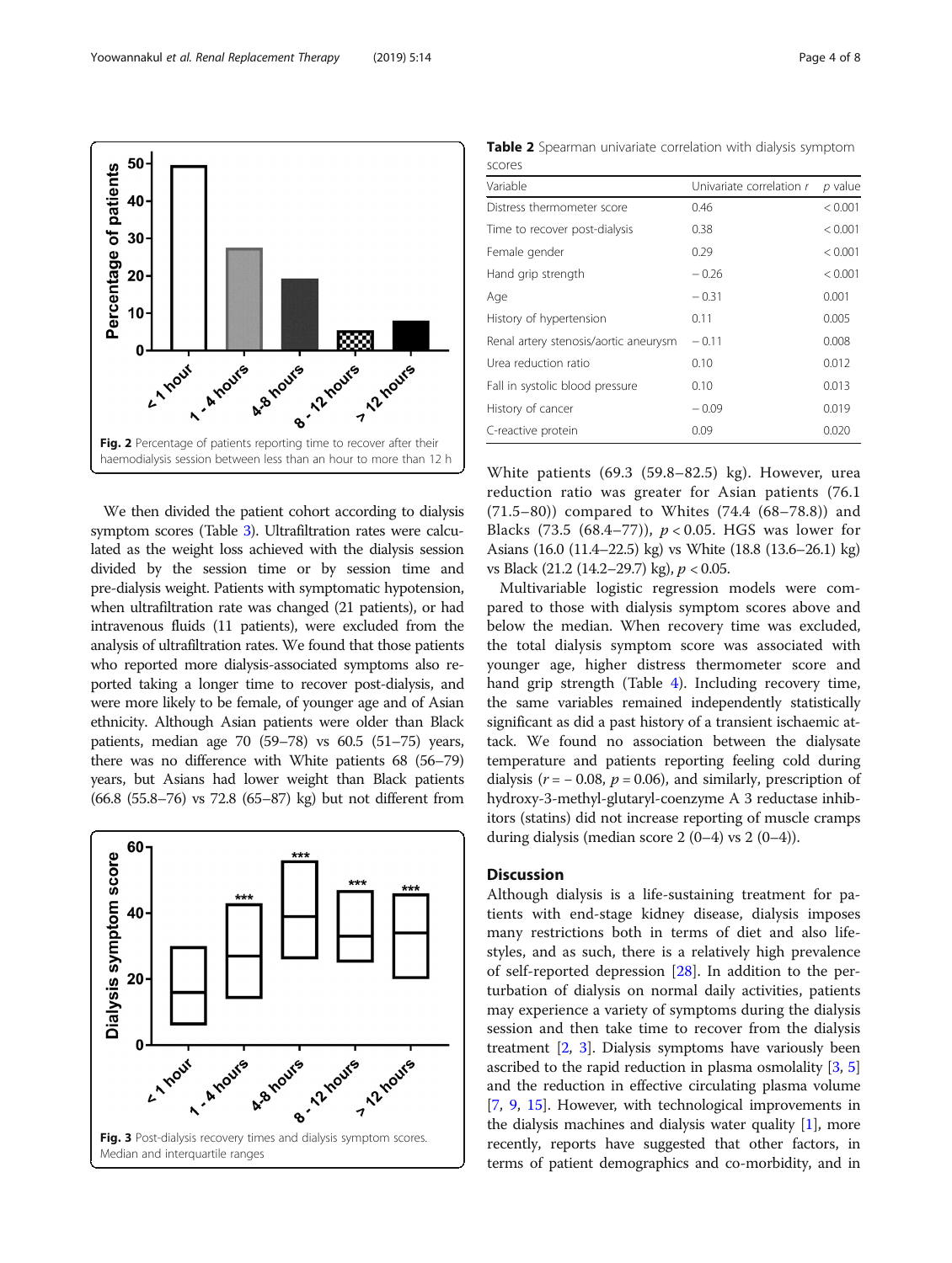Fig. 2 Percentage of patients reporting time to recover after their haemodialysis session between less than an hour to more than 12 h

We then divided the patient cohort according to dialysis symptom scores (Table 3). Ultrafiltration rates were calculated as the weight loss achieved with the dialysis session divided by the session time or by session time and pre-dialysis weight. Patients with symptomatic hypotension, when ultrafiltration rate was changed (21 patients), or had intravenous fluids (11 patients), were excluded from the analysis of ultrafiltration rates. We found that those patients who reported more dialysis-associated symptoms also reported taking a longer time to recover post-dialysis, and were more likely to be female, of younger age and of Asian ethnicity. Although Asian patients were older than Black patients, median age 70 (59–78) vs 60.5 (51–75) years, there was no difference with White patients 68 (56–79) years, but Asians had lower weight than Black patients (66.8 (55.8–76) vs 72.8 (65–87) kg) but not different from White patients (69.3 (59.8–82.5) kg). However, urea reduction ratio was greater for Asian patients (76.1 (71.5–80)) compared to Whites (74.4 (68–78.8)) and Blacks (73.5 (68.4–77)), $p < 0.05$. HGS was lower for Asians (16.0 (11.4–22.5) kg) vs White (18.8 (13.6–26.1) kg) vs Black (21.2 (14.2–29.7) kg), $p < 0.05$.

Fig. 3 Post-dialysis recovery times and dialysis symptom scores. Median and interquartile ranges

**Table 2** Spearman univariate correlation with dialysis symptom scores

| Variable | Univariate correlation $r$ | $p$ value |
| --- | --- | --- |
| Distress thermometer score | 0.46 | < 0.001 |
| Time to recover post-dialysis | 0.38 | < 0.001 |
| Female gender | 0.29 | < 0.001 |
| Hand grip strength | − 0.26 | < 0.001 |
| Age | − 0.31 | 0.001 |
| History of hypertension | 0.11 | 0.005 |
| Renal artery stenosis/aortic aneurysm | − 0.11 | 0.008 |
| Urea reduction ratio | 0.10 | 0.012 |
| Fall in systolic blood pressure | 0.10 | 0.013 |
| History of cancer | − 0.09 | 0.019 |
| C-reactive protein | 0.09 | 0.020 |

Multivariable logistic regression models were compared to those with dialysis symptom scores above and below the median. When recovery time was excluded, the total dialysis symptom score was associated with younger age, higher distress thermometer score and hand grip strength (Table 4). Including recovery time, the same variables remained independently statistically significant as did a past history of a transient ischaemic attack. We found no association between the dialysate temperature and patients reporting feeling cold during dialysis ($r = -0.08$, $p = 0.06$), and similarly, prescription of hydroxy-3-methyl-glutaryl-coenzyme A 3 reductase inhibitors (statins) did not increase reporting of muscle cramps during dialysis (median score 2 (0–4) vs 2 (0–4)).

## Discussion

Although dialysis is a life-sustaining treatment for patients with end-stage kidney disease, dialysis imposes many restrictions both in terms of diet and also lifestyles, and as such, there is a relatively high prevalence of self-reported depression [28]. In addition to the perturbation of dialysis on normal daily activities, patients may experience a variety of symptoms during the dialysis session and then take time to recover from the dialysis treatment [2, 3]. Dialysis symptoms have variously been ascribed to the rapid reduction in plasma osmolality [3, 5] and the reduction in effective circulating plasma volume [7, 9, 15]. However, with technological improvements in the dialysis machines and dialysis water quality [1], more recently, reports have suggested that other factors, in terms of patient demographics and co-morbidity, and in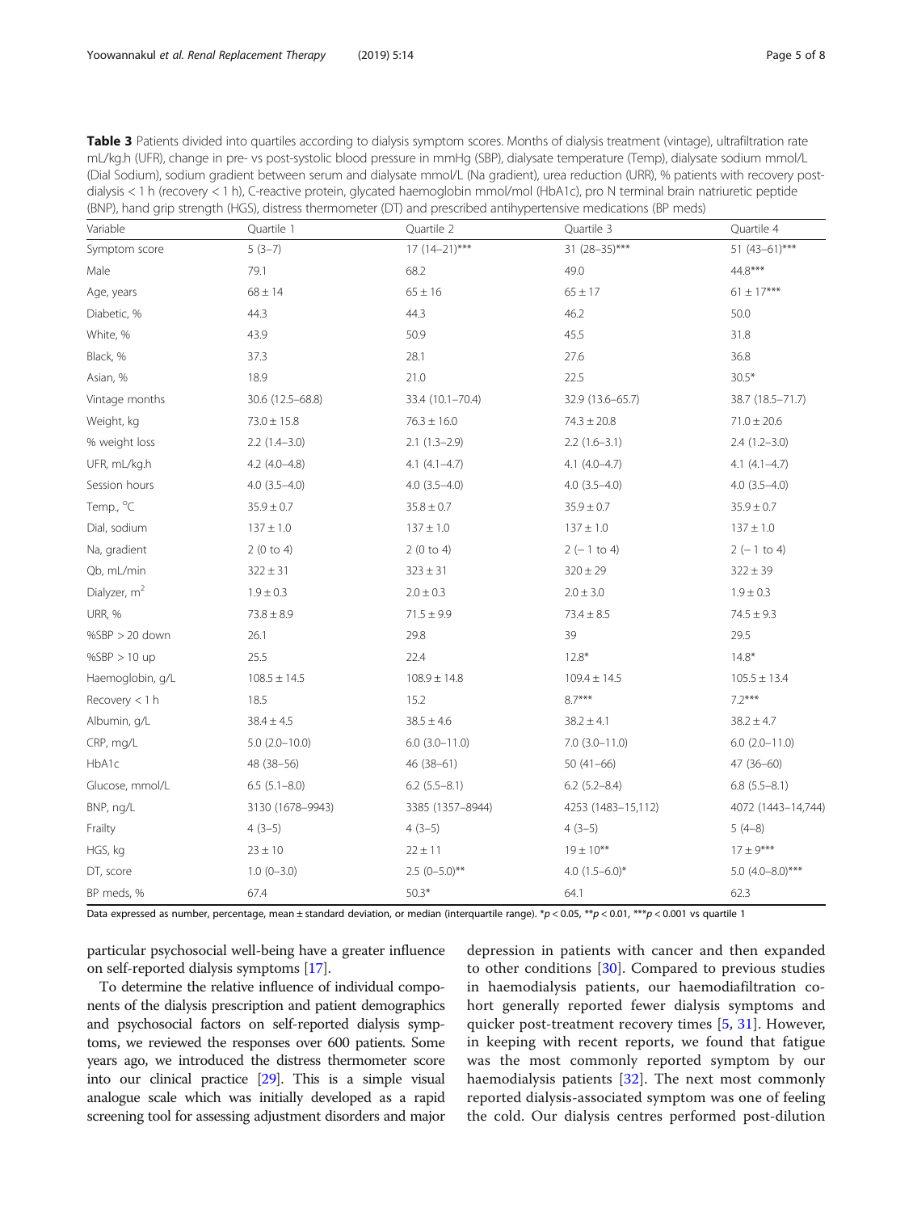**Table 3** Patients divided into quartiles according to dialysis symptom scores. Months of dialysis treatment (vintage), ultrafiltration rate mL/kg.h (UFR), change in pre- vs post-systolic blood pressure in mmHg (SBP), dialysate temperature (Temp), dialysate sodium mmol/L (Dial Sodium), sodium gradient between serum and dialysate mmol/L (Na gradient), urea reduction (URR), % patients with recovery post-dialysis < 1 h (recovery < 1 h), C-reactive protein, glycated haemoglobin mmol/mol (HbA1c), pro N terminal brain natriuretic peptide (BNP), hand grip strength (HGS), distress thermometer (DT) and prescribed antihypertensive medications (BP meds)

| Variable | Quartile 1 | Quartile 2 | Quartile 3 | Quartile 4 |
|---|---|---|---|---|
| Symptom score | 5 (3–7) | 17 (14–21)*** | 31 (28–35)*** | 51 (43–61)*** |
| Male | 79.1 | 68.2 | 49.0 | 44.8*** |
| Age, years | 68 ± 14 | 65 ± 16 | 65 ± 17 | 61 ± 17*** |
| Diabetic, % | 44.3 | 44.3 | 46.2 | 50.0 |
| White, % | 43.9 | 50.9 | 45.5 | 31.8 |
| Black, % | 37.3 | 28.1 | 27.6 | 36.8 |
| Asian, % | 18.9 | 21.0 | 22.5 | 30.5* |
| Vintage months | 30.6 (12.5–68.8) | 33.4 (10.1–70.4) | 32.9 (13.6–65.7) | 38.7 (18.5–71.7) |
| Weight, kg | 73.0 ± 15.8 | 76.3 ± 16.0 | 74.3 ± 20.8 | 71.0 ± 20.6 |
| % weight loss | 2.2 (1.4–3.0) | 2.1 (1.3–2.9) | 2.2 (1.6–3.1) | 2.4 (1.2–3.0) |
| UFR, mL/kg.h | 4.2 (4.0–4.8) | 4.1 (4.1–4.7) | 4.1 (4.0–4.7) | 4.1 (4.1–4.7) |
| Session hours | 4.0 (3.5–4.0) | 4.0 (3.5–4.0) | 4.0 (3.5–4.0) | 4.0 (3.5–4.0) |
| Temp., °C | 35.9 ± 0.7 | 35.8 ± 0.7 | 35.9 ± 0.7 | 35.9 ± 0.7 |
| Dial, sodium | 137 ± 1.0 | 137 ± 1.0 | 137 ± 1.0 | 137 ± 1.0 |
| Na, gradient | 2 (0 to 4) | 2 (0 to 4) | 2 (− 1 to 4) | 2 (− 1 to 4) |
| Qb, mL/min | 322 ± 31 | 323 ± 31 | 320 ± 29 | 322 ± 39 |
| Dialyzer, m$^2$ | 1.9 ± 0.3 | 2.0 ± 0.3 | 2.0 ± 3.0 | 1.9 ± 0.3 |
| URR, % | 73.8 ± 8.9 | 71.5 ± 9.9 | 73.4 ± 8.5 | 74.5 ± 9.3 |
| %SBP > 20 down | 26.1 | 29.8 | 39 | 29.5 |
| %SBP > 10 up | 25.5 | 22.4 | 12.8* | 14.8* |
| Haemoglobin, g/L | 108.5 ± 14.5 | 108.9 ± 14.8 | 109.4 ± 14.5 | 105.5 ± 13.4 |
| Recovery < 1 h | 18.5 | 15.2 | 8.7*** | 7.2*** |
| Albumin, g/L | 38.4 ± 4.5 | 38.5 ± 4.6 | 38.2 ± 4.1 | 38.2 ± 4.7 |
| CRP, mg/L | 5.0 (2.0–10.0) | 6.0 (3.0–11.0) | 7.0 (3.0–11.0) | 6.0 (2.0–11.0) |
| HbA1c | 48 (38–56) | 46 (38–61) | 50 (41–66) | 47 (36–60) |
| Glucose, mmol/L | 6.5 (5.1–8.0) | 6.2 (5.5–8.1) | 6.2 (5.2–8.4) | 6.8 (5.5–8.1) |
| BNP, ng/L | 3130 (1678–9943) | 3385 (1357–8944) | 4253 (1483–15,112) | 4072 (1443–14,744) |
| Frailty | 4 (3–5) | 4 (3–5) | 4 (3–5) | 5 (4–8) |
| HGS, kg | 23 ± 10 | 22 ± 11 | 19 ± 10** | 17 ± 9*** |
| DT, score | 1.0 (0–3.0) | 2.5 (0–5.0)** | 4.0 (1.5–6.0)* | 5.0 (4.0–8.0)*** |
| BP meds, % | 67.4 | 50.3* | 64.1 | 62.3 |

Data expressed as number, percentage, mean ± standard deviation, or median (interquartile range). *$p < 0.05$, **$p < 0.01$, ***$p < 0.001$ vs quartile 1

particular psychosocial well-being have a greater influence on self-reported dialysis symptoms [17].

To determine the relative influence of individual components of the dialysis prescription and patient demographics and psychosocial factors on self-reported dialysis symptoms, we reviewed the responses over 600 patients. Some years ago, we introduced the distress thermometer score into our clinical practice [29]. This is a simple visual analogue scale which was initially developed as a rapid screening tool for assessing adjustment disorders and major depression in patients with cancer and then expanded to other conditions [30]. Compared to previous studies in haemodialysis patients, our haemodiafiltration cohort generally reported fewer dialysis symptoms and quicker post-treatment recovery times [5, 31]. However, in keeping with recent reports, we found that fatigue was the most commonly reported symptom by our haemodialysis patients [32]. The next most commonly reported dialysis-associated symptom was one of feeling the cold. Our dialysis centres performed post-dilution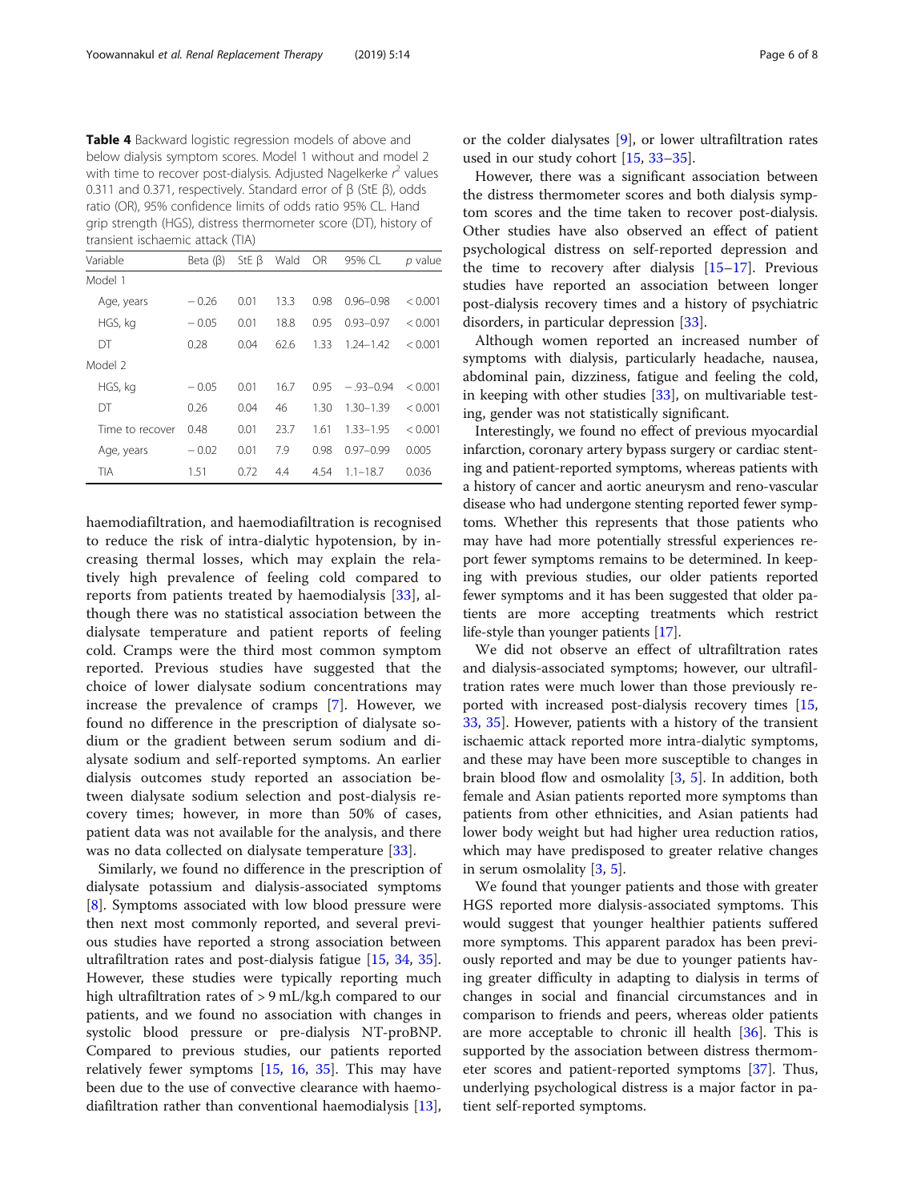**Table 4** Backward logistic regression models of above and below dialysis symptom scores. Model 1 without and model 2 with time to recover post-dialysis. Adjusted Nagelkerke $r^2$ values 0.311 and 0.371, respectively. Standard error of β (StE β), odds ratio (OR), 95% confidence limits of odds ratio 95% CL. Hand grip strength (HGS), distress thermometer score (DT), history of transient ischaemic attack (TIA)

| Variable | Beta (β) | StE β | Wald | OR | 95% CL | *p* value |
|---|---|---|---|---|---|---|
| Model 1 | | | | | | |
| Age, years | − 0.26 | 0.01 | 13.3 | 0.98 | 0.96–0.98 | < 0.001 |
| HGS, kg | − 0.05 | 0.01 | 18.8 | 0.95 | 0.93–0.97 | < 0.001 |
| DT | 0.28 | 0.04 | 62.6 | 1.33 | 1.24–1.42 | < 0.001 |
| Model 2 | | | | | | |
| HGS, kg | − 0.05 | 0.01 | 16.7 | 0.95 | − .93–0.94 | < 0.001 |
| DT | 0.26 | 0.04 | 46 | 1.30 | 1.30–1.39 | < 0.001 |
| Time to recover | 0.48 | 0.01 | 23.7 | 1.61 | 1.33–1.95 | < 0.001 |
| Age, years | − 0.02 | 0.01 | 7.9 | 0.98 | 0.97–0.99 | 0.005 |
| TIA | 1.51 | 0.72 | 4.4 | 4.54 | 1.1–18.7 | 0.036 |

haemodiafiltration, and haemodiafiltration is recognised to reduce the risk of intra-dialytic hypotension, by increasing thermal losses, which may explain the relatively high prevalence of feeling cold compared to reports from patients treated by haemodialysis [33], although there was no statistical association between the dialysate temperature and patient reports of feeling cold. Cramps were the third most common symptom reported. Previous studies have suggested that the choice of lower dialysate sodium concentrations may increase the prevalence of cramps [7]. However, we found no difference in the prescription of dialysate sodium or the gradient between serum sodium and dialysate sodium and self-reported symptoms. An earlier dialysis outcomes study reported an association between dialysate sodium selection and post-dialysis recovery times; however, in more than 50% of cases, patient data was not available for the analysis, and there was no data collected on dialysate temperature [33].

Similarly, we found no difference in the prescription of dialysate potassium and dialysis-associated symptoms [8]. Symptoms associated with low blood pressure were then next most commonly reported, and several previous studies have reported a strong association between ultrafiltration rates and post-dialysis fatigue [15, 34, 35]. However, these studies were typically reporting much high ultrafiltration rates of > 9 mL/kg.h compared to our patients, and we found no association with changes in systolic blood pressure or pre-dialysis NT-proBNP. Compared to previous studies, our patients reported relatively fewer symptoms [15, 16, 35]. This may have been due to the use of convective clearance with haemodiafiltration rather than conventional haemodialysis [13], or the colder dialysates [9], or lower ultrafiltration rates used in our study cohort [15, 33–35].

However, there was a significant association between the distress thermometer scores and both dialysis symptom scores and the time taken to recover post-dialysis. Other studies have also observed an effect of patient psychological distress on self-reported depression and the time to recovery after dialysis [15–17]. Previous studies have reported an association between longer post-dialysis recovery times and a history of psychiatric disorders, in particular depression [33].

Although women reported an increased number of symptoms with dialysis, particularly headache, nausea, abdominal pain, dizziness, fatigue and feeling the cold, in keeping with other studies [33], on multivariable testing, gender was not statistically significant.

Interestingly, we found no effect of previous myocardial infarction, coronary artery bypass surgery or cardiac stenting and patient-reported symptoms, whereas patients with a history of cancer and aortic aneurysm and reno-vascular disease who had undergone stenting reported fewer symptoms. Whether this represents that those patients who may have had more potentially stressful experiences report fewer symptoms remains to be determined. In keeping with previous studies, our older patients reported fewer symptoms and it has been suggested that older patients are more accepting treatments which restrict life-style than younger patients [17].

We did not observe an effect of ultrafiltration rates and dialysis-associated symptoms; however, our ultrafiltration rates were much lower than those previously reported with increased post-dialysis recovery times [15, 33, 35]. However, patients with a history of the transient ischaemic attack reported more intra-dialytic symptoms, and these may have been more susceptible to changes in brain blood flow and osmolality [3, 5]. In addition, both female and Asian patients reported more symptoms than patients from other ethnicities, and Asian patients had lower body weight but had higher urea reduction ratios, which may have predisposed to greater relative changes in serum osmolality [3, 5].

We found that younger patients and those with greater HGS reported more dialysis-associated symptoms. This would suggest that younger healthier patients suffered more symptoms. This apparent paradox has been previously reported and may be due to younger patients having greater difficulty in adapting to dialysis in terms of changes in social and financial circumstances and in comparison to friends and peers, whereas older patients are more acceptable to chronic ill health [36]. This is supported by the association between distress thermometer scores and patient-reported symptoms [37]. Thus, underlying psychological distress is a major factor in patient self-reported symptoms.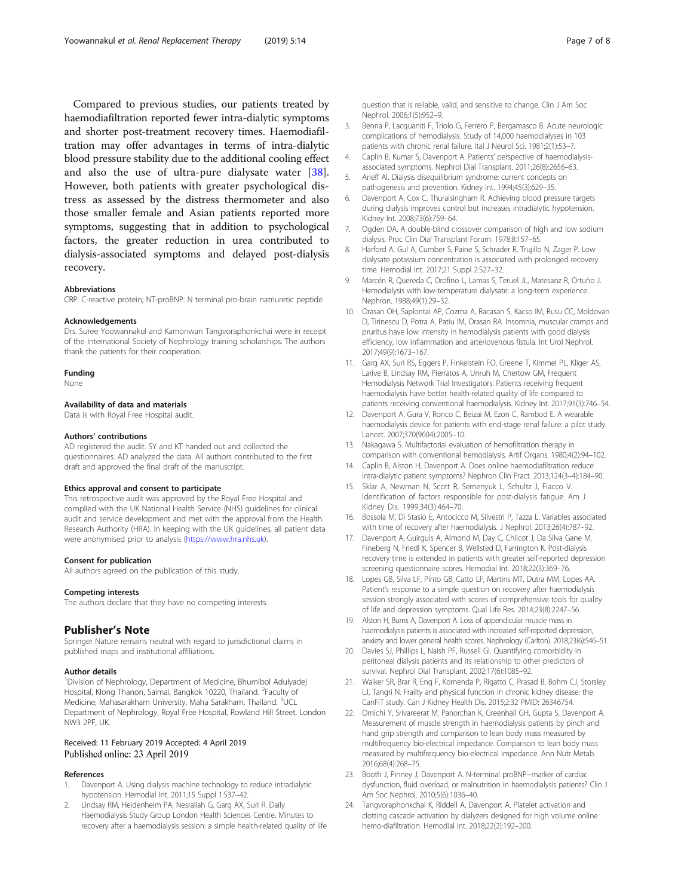Compared to previous studies, our patients treated by haemodiafiltration reported fewer intra-dialytic symptoms and shorter post-treatment recovery times. Haemodiafiltration may offer advantages in terms of intra-dialytic blood pressure stability due to the additional cooling effect and also the use of ultra-pure dialysate water [38]. However, both patients with greater psychological distress as assessed by the distress thermometer and also those smaller female and Asian patients reported more symptoms, suggesting that in addition to psychological factors, the greater reduction in urea contributed to dialysis-associated symptoms and delayed post-dialysis recovery.

#### Abbreviations

CRP: C-reactive protein; NT-proBNP: N terminal pro-brain natriuretic peptide

#### Acknowledgements

Drs. Suree Yoowannakul and Kamonwan Tangvoraphonkchai were in receipt of the International Society of Nephrology training scholarships. The authors thank the patients for their cooperation.

#### Funding

None

#### Availability of data and materials

Data is with Royal Free Hospital audit.

#### Authors' contributions

AD registered the audit. SY and KT handed out and collected the questionnaires. AD analyzed the data. All authors contributed to the first draft and approved the final draft of the manuscript.

#### Ethics approval and consent to participate

This retrospective audit was approved by the Royal Free Hospital and complied with the UK National Health Service (NHS) guidelines for clinical audit and service development and met with the approval from the Health Research Authority (HRA). In keeping with the UK guidelines, all patient data were anonymised prior to analysis (https://www.hra.nhs.uk).

#### Consent for publication

All authors agreed on the publication of this study.

#### Competing interests

The authors declare that they have no competing interests.

## Publisher's Note

Springer Nature remains neutral with regard to jurisdictional claims in published maps and institutional affiliations.

#### Author details

[1]Division of Nephrology, Department of Medicine, Bhumibol Adulyadej Hospital, Klong Thanon, Saimai, Bangkok 10220, Thailand. [2]Faculty of Medicine, Mahasarakham University, Maha Sarakham, Thailand. [3]UCL Department of Nephrology, Royal Free Hospital, Rowland Hill Street, London NW3 2PF, UK.

Received: 11 February 2019 Accepted: 4 April 2019
Published online: 23 April 2019

#### References

1. Davenport A. Using dialysis machine technology to reduce intradialytic hypotension. Hemodial Int. 2011;15 Suppl 1:S37–42.
2. Lindsay RM, Heidenheim PA, Nesrallah G, Garg AX, Suri R. Daily Haemodialysis Study Group London Health Sciences Centre. Minutes to recovery after a haemodialysis session: a simple health-related quality of life question that is reliable, valid, and sensitive to change. Clin J Am Soc Nephrol. 2006;1(5):952–9.
3. Benna P, Lacquaniti F, Triolo G, Ferrero P, Bergamasco B. Acute neurologic complications of hemodialysis. Study of 14,000 haemodialyses in 103 patients with chronic renal failure. Ital J Neurol Sci. 1981;2(1):53–7.
4. Caplin B, Kumar S, Davenport A. Patients' perspective of haemodialysis-associated symptoms. Nephrol Dial Transplant. 2011;26(8):2656–63.
5. Arieff AI. Dialysis disequilibrium syndrome: current concepts on pathogenesis and prevention. Kidney Int. 1994;45(3):629–35.
6. Davenport A, Cox C, Thuraisingham R. Achieving blood pressure targets during dialysis improves control but increases intradialytic hypotension. Kidney Int. 2008;73(6):759–64.
7. Ogden DA. A double-blind crossover comparison of high and low sodium dialysis. Proc Clin Dial Transplant Forum. 1978;8:157–65.
8. Harford A, Gul A, Cumber S, Paine S, Schrader R, Trujillo N, Zager P. Low dialysate potassium concentration is associated with prolonged recovery time. Hemodial Int. 2017;21 Suppl 2:S27–32.
9. Marcén R, Quereda C, Orofino L, Lamas S, Teruel JL, Matesanz R, Ortuño J. Hemodialysis with low-temperature dialysate: a long-term experience. Nephron. 1988;49(1):29–32.
10. Orasan OH, Saplontai AP, Cozma A, Racasan S, Kacso IM, Rusu CC, Moldovan D, Tirinescu D, Potra A, Patiu IM, Orasan RA. Insomnia, muscular cramps and pruritus have low intensity in hemodialysis patients with good dialysis efficiency, low inflammation and arteriovenous fistula. Int Urol Nephrol. 2017;49(9):1673–167.
11. Garg AX, Suri RS, Eggers P, Finkelstein FO, Greene T, Kimmel PL, Kliger AS, Larive B, Lindsay RM, Pierratos A, Unruh M, Chertow GM, Frequent Hemodialysis Network Trial Investigators. Patients receiving frequent haemodialysis have better health-related quality of life compared to patients receiving conventional haemodialysis. Kidney Int. 2017;91(3):746–54.
12. Davenport A, Gura V, Ronco C, Beizai M, Ezon C, Rambod E. A wearable haemodialysis device for patients with end-stage renal failure: a pilot study. Lancet. 2007;370(9604):2005–10.
13. Nakagawa S. Multifactorial evaluation of hemofiltration therapy in comparison with conventional hemodialysis. Artif Organs. 1980;4(2):94–102.
14. Caplin B, Alston H, Davenport A. Does online haemodiafiltration reduce intra-dialytic patient symptoms? Nephron Clin Pract. 2013;124(3–4):184–90.
15. Sklar A, Newman N, Scott R, Semenyuk L, Schultz J, Fiacco V. Identification of factors responsible for post-dialysis fatigue. Am J Kidney Dis. 1999;34(3):464–70.
16. Bossola M, Di Stasio E, Antocicco M, Silvestri P, Tazza L. Variables associated with time of recovery after haemodialysis. J Nephrol. 2013;26(4):787–92.
17. Davenport A, Guirguis A, Almond M, Day C, Chilcot J, Da Silva Gane M, Fineberg N, Friedl K, Spencer B, Wellsted D, Farrington K. Post-dialysis recovery time is extended in patients with greater self-reported depression screening questionnaire scores. Hemodial Int. 2018;22(3):369–76.
18. Lopes GB, Silva LF, Pinto GB, Catto LF, Martins MT, Dutra MM, Lopes AA. Patient's response to a simple question on recovery after haemodialysis session strongly associated with scores of comprehensive tools for quality of life and depression symptoms. Qual Life Res. 2014;23(8):2247–56.
19. Alston H, Burns A, Davenport A. Loss of appendicular muscle mass in haemodialysis patients is associated with increased self-reported depression, anxiety and lower general health scores. Nephrology (Carlton). 2018;23(6):546–51.
20. Davies SJ, Phillips L, Naish PF, Russell GI. Quantifying comorbidity in peritoneal dialysis patients and its relationship to other predictors of survival. Nephrol Dial Transplant. 2002;17(6):1085–92.
21. Walker SR, Brar R, Eng F, Komenda P, Rigatto C, Prasad B, Bohm CJ, Storsley LJ, Tangri N. Frailty and physical function in chronic kidney disease: the CanFIT study. Can J Kidney Health Dis. 2015;2:32 PMID: 26346754.
22. Omichi Y, Srivareerat M, Panorchan K, Greenhall GH, Gupta S, Davenport A. Measurement of muscle strength in haemodialysis patients by pinch and hand grip strength and comparison to lean body mass measured by multifrequency bio-electrical impedance. Comparison to lean body mass measured by multifrequency bio-electrical impedance. Ann Nutr Metab. 2016;68(4):268–75.
23. Booth J, Pinney J, Davenport A. N-terminal proBNP--marker of cardiac dysfunction, fluid overload, or malnutrition in haemodialysis patients? Clin J Am Soc Nephrol. 2010;5(6):1036–40.
24. Tangvoraphonkchai K, Riddell A, Davenport A. Platelet activation and clotting cascade activation by dialyzers designed for high volume online hemo-diafiltration. Hemodial Int. 2018;22(2):192–200.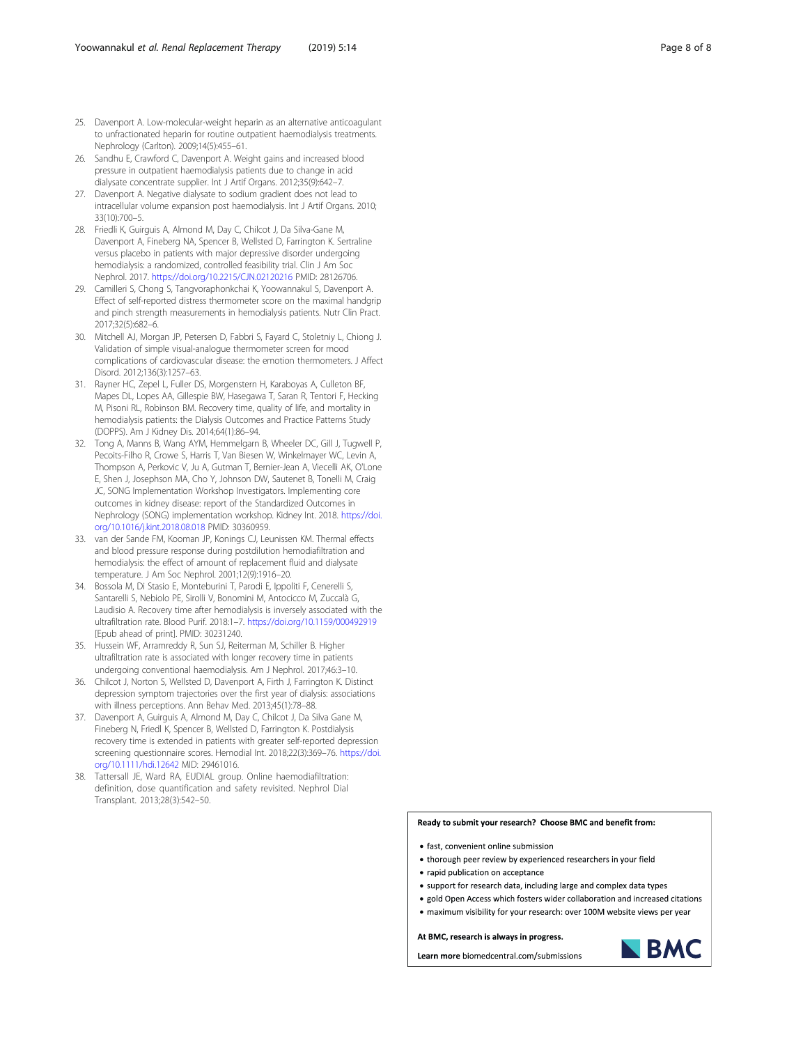25. Davenport A. Low-molecular-weight heparin as an alternative anticoagulant to unfractionated heparin for routine outpatient haemodialysis treatments. Nephrology (Carlton). 2009;14(5):455–61.
26. Sandhu E, Crawford C, Davenport A. Weight gains and increased blood pressure in outpatient haemodialysis patients due to change in acid dialysate concentrate supplier. Int J Artif Organs. 2012;35(9):642–7.
27. Davenport A. Negative dialysate to sodium gradient does not lead to intracellular volume expansion post haemodialysis. Int J Artif Organs. 2010; 33(10):700–5.
28. Friedli K, Guirguis A, Almond M, Day C, Chilcot J, Da Silva-Gane M, Davenport A, Fineberg NA, Spencer B, Wellsted D, Farrington K. Sertraline versus placebo in patients with major depressive disorder undergoing hemodialysis: a randomized, controlled feasibility trial. Clin J Am Soc Nephrol. 2017. https://doi.org/10.2215/CJN.02120216 PMID: 28126706.
29. Camilleri S, Chong S, Tangvoraphonkchai K, Yoowannakul S, Davenport A. Effect of self-reported distress thermometer score on the maximal handgrip and pinch strength measurements in hemodialysis patients. Nutr Clin Pract. 2017;32(5):682–6.
30. Mitchell AJ, Morgan JP, Petersen D, Fabbri S, Fayard C, Stoletniy L, Chiong J. Validation of simple visual-analogue thermometer screen for mood complications of cardiovascular disease: the emotion thermometers. J Affect Disord. 2012;136(3):1257–63.
31. Rayner HC, Zepel L, Fuller DS, Morgenstern H, Karaboyas A, Culleton BF, Mapes DL, Lopes AA, Gillespie BW, Hasegawa T, Saran R, Tentori F, Hecking M, Pisoni RL, Robinson BM. Recovery time, quality of life, and mortality in hemodialysis patients: the Dialysis Outcomes and Practice Patterns Study (DOPPS). Am J Kidney Dis. 2014;64(1):86–94.
32. Tong A, Manns B, Wang AYM, Hemmelgarn B, Wheeler DC, Gill J, Tugwell P, Pecoits-Filho R, Crowe S, Harris T, Van Biesen W, Winkelmayer WC, Levin A, Thompson A, Perkovic V, Ju A, Gutman T, Bernier-Jean A, Viecelli AK, O'Lone E, Shen J, Josephson MA, Cho Y, Johnson DW, Sautenet B, Tonelli M, Craig JC, SONG Implementation Workshop Investigators. Implementing core outcomes in kidney disease: report of the Standardized Outcomes in Nephrology (SONG) implementation workshop. Kidney Int. 2018. https://doi.org/10.1016/j.kint.2018.08.018 PMID: 30360959.
33. van der Sande FM, Kooman JP, Konings CJ, Leunissen KM. Thermal effects and blood pressure response during postdilution hemodiafiltration and hemodialysis: the effect of amount of replacement fluid and dialysate temperature. J Am Soc Nephrol. 2001;12(9):1916–20.
34. Bossola M, Di Stasio E, Monteburini T, Parodi E, Ippoliti F, Cenerelli S, Santarelli S, Nebiolo PE, Sirolli V, Bonomini M, Antocicco M, Zuccalà G, Laudisio A. Recovery time after hemodialysis is inversely associated with the ultrafiltration rate. Blood Purif. 2018:1–7. https://doi.org/10.1159/000492919 [Epub ahead of print]. PMID: 30231240.
35. Hussein WF, Arramreddy R, Sun SJ, Reiterman M, Schiller B. Higher ultrafiltration rate is associated with longer recovery time in patients undergoing conventional haemodialysis. Am J Nephrol. 2017;46:3–10.
36. Chilcot J, Norton S, Wellsted D, Davenport A, Firth J, Farrington K. Distinct depression symptom trajectories over the first year of dialysis: associations with illness perceptions. Ann Behav Med. 2013;45(1):78–88.
37. Davenport A, Guirguis A, Almond M, Day C, Chilcot J, Da Silva Gane M, Fineberg N, Friedl K, Spencer B, Wellsted D, Farrington K. Postdialysis recovery time is extended in patients with greater self-reported depression screening questionnaire scores. Hemodial Int. 2018;22(3):369–76. https://doi.org/10.1111/hdi.12642 MID: 29461016.
38. Tattersall JE, Ward RA, EUDIAL group. Online haemodiafiltration: definition, dose quantification and safety revisited. Nephrol Dial Transplant. 2013;28(3):542–50.

**Ready to submit your research? Choose BMC and benefit from:**

- fast, convenient online submission
- thorough peer review by experienced researchers in your field
- rapid publication on acceptance
- support for research data, including large and complex data types
- gold Open Access which fosters wider collaboration and increased citations
- maximum visibility for your research: over 100M website views per year

**At BMC, research is always in progress.**

**Learn more** biomedcentral.com/submissions

BMC